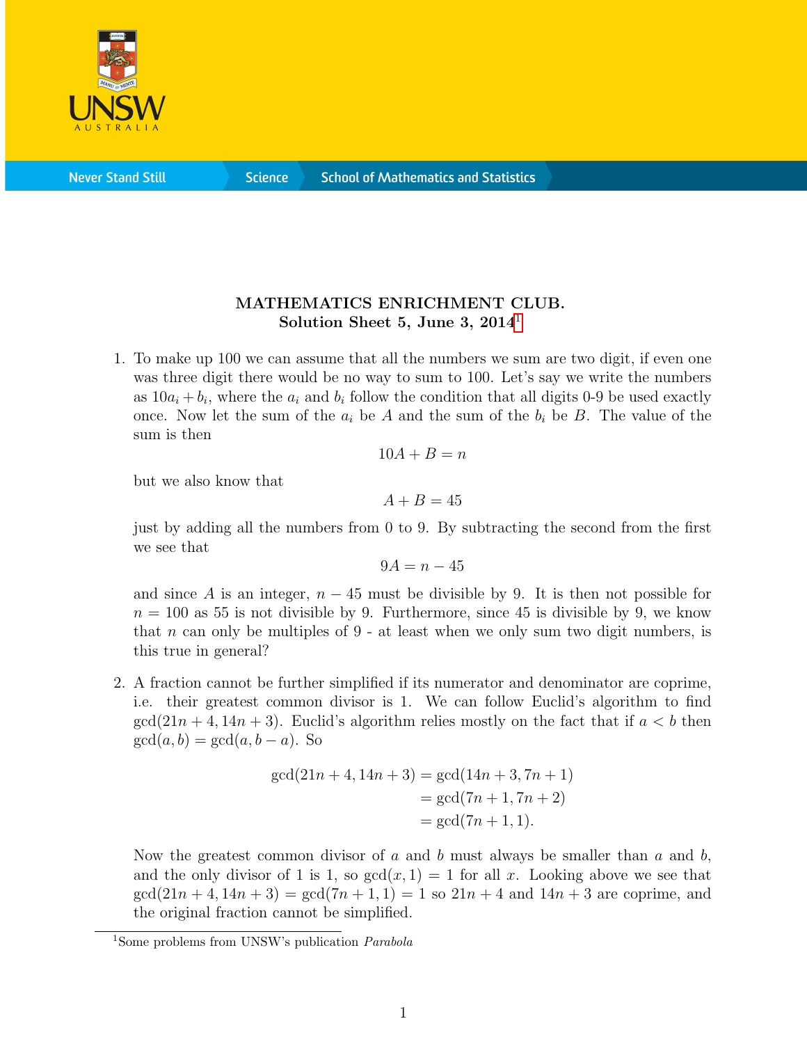**MATHEMATICS ENRICHMENT CLUB.**
**Solution Sheet 5, June 3, 2014**[1]

1. To make up 100 we can assume that all the numbers we sum are two digit, if even one was three digit there would be no way to sum to 100. Let's say we write the numbers as $10a_i + b_i$, where the $a_i$ and $b_i$ follow the condition that all digits 0-9 be used exactly once. Now let the sum of the $a_i$ be $A$ and the sum of the $b_i$ be $B$. The value of the sum is then

$$10A + B = n$$

but we also know that

$$A + B = 45$$

just by adding all the numbers from 0 to 9. By subtracting the second from the first we see that

$$9A = n - 45$$

and since $A$ is an integer, $n - 45$ must be divisible by 9. It is then not possible for $n = 100$ as 55 is not divisible by 9. Furthermore, since 45 is divisible by 9, we know that $n$ can only be multiples of 9 - at least when we only sum two digit numbers, is this true in general?

2. A fraction cannot be further simplified if its numerator and denominator are coprime, i.e. their greatest common divisor is 1. We can follow Euclid's algorithm to find $\gcd(21n + 4, 14n + 3)$. Euclid's algorithm relies mostly on the fact that if $a < b$ then $\gcd(a, b) = \gcd(a, b - a)$. So

$$\begin{aligned}
\gcd(21n + 4, 14n + 3) &= \gcd(14n + 3, 7n + 1) \\
&= \gcd(7n + 1, 7n + 2) \\
&= \gcd(7n + 1, 1).
\end{aligned}$$

Now the greatest common divisor of $a$ and $b$ must always be smaller than $a$ and $b$, and the only divisor of 1 is 1, so $\gcd(x, 1) = 1$ for all $x$. Looking above we see that $\gcd(21n + 4, 14n + 3) = \gcd(7n + 1, 1) = 1$ so $21n + 4$ and $14n + 3$ are coprime, and the original fraction cannot be simplified.

---

[1] Some problems from UNSW's publication *Parabola*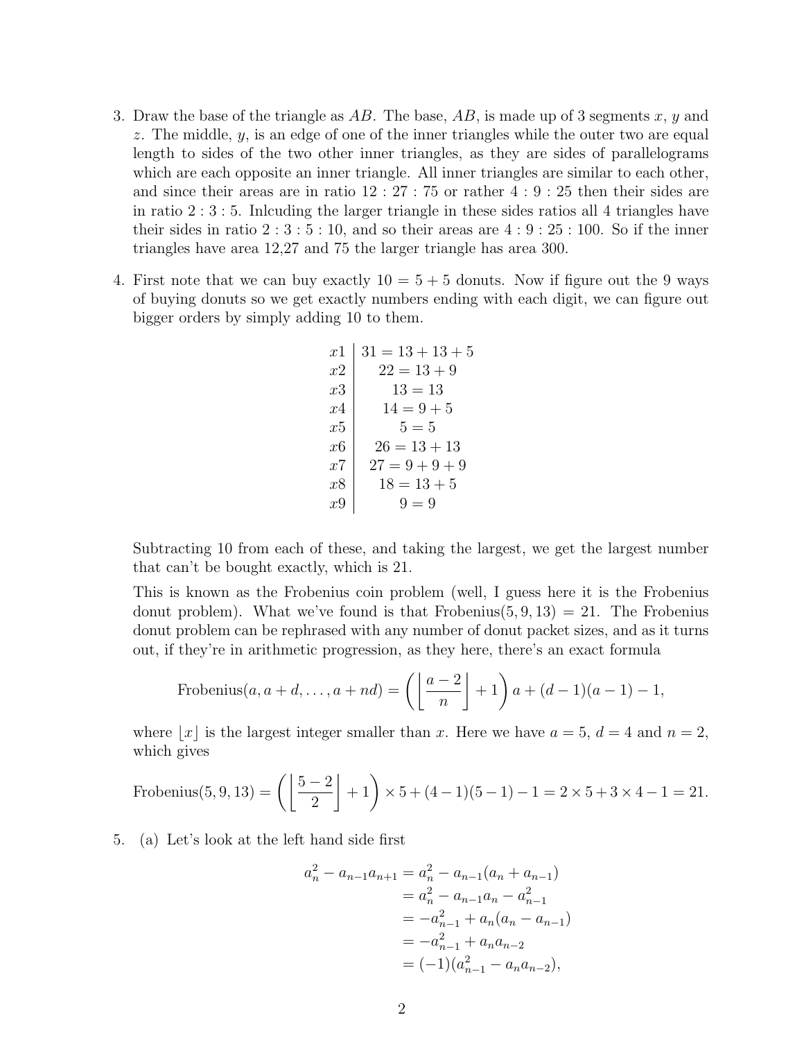3. Draw the base of the triangle as $AB$. The base, $AB$, is made up of 3 segments $x$, $y$ and $z$. The middle, $y$, is an edge of one of the inner triangles while the outer two are equal length to sides of the two other inner triangles, as they are sides of parallelograms which are each opposite an inner triangle. All inner triangles are similar to each other, and since their areas are in ratio $12 : 27 : 75$ or rather $4 : 9 : 25$ then their sides are in ratio $2 : 3 : 5$. Inlcuding the larger triangle in these sides ratios all 4 triangles have their sides in ratio $2 : 3 : 5 : 10$, and so their areas are $4 : 9 : 25 : 100$. So if the inner triangles have area 12,27 and 75 the larger triangle has area 300.

4. First note that we can buy exactly $10 = 5 + 5$ donuts. Now if figure out the 9 ways of buying donuts so we get exactly numbers ending with each digit, we can figure out bigger orders by simply adding 10 to them.

$$
\begin{array}{c|c}
x1 & 31 = 13 + 13 + 5 \\
x2 & 22 = 13 + 9 \\
x3 & 13 = 13 \\
x4 & 14 = 9 + 5 \\
x5 & 5 = 5 \\
x6 & 26 = 13 + 13 \\
x7 & 27 = 9 + 9 + 9 \\
x8 & 18 = 13 + 5 \\
x9 & 9 = 9
\end{array}
$$

Subtracting 10 from each of these, and taking the largest, we get the largest number that can't be bought exactly, which is 21.

This is known as the Frobenius coin problem (well, I guess here it is the Frobenius donut problem). What we've found is that Frobenius$(5, 9, 13) = 21$. The Frobenius donut problem can be rephrased with any number of donut packet sizes, and as it turns out, if they're in arithmetic progression, as they here, there's an exact formula

$$\text{Frobenius}(a, a + d, \ldots, a + nd) = \left( \left\lfloor \frac{a-2}{n} \right\rfloor + 1 \right) a + (d - 1)(a - 1) - 1,$$

where $\lfloor x \rfloor$ is the largest integer smaller than $x$. Here we have $a = 5$, $d = 4$ and $n = 2$, which gives

$$\text{Frobenius}(5, 9, 13) = \left( \left\lfloor \frac{5-2}{2} \right\rfloor + 1 \right) \times 5 + (4 - 1)(5 - 1) - 1 = 2 \times 5 + 3 \times 4 - 1 = 21.$$

5. (a) Let's look at the left hand side first

$$
\begin{aligned}
a_n^2 - a_{n-1}a_{n+1} &= a_n^2 - a_{n-1}(a_n + a_{n-1}) \\
&= a_n^2 - a_{n-1}a_n - a_{n-1}^2 \\
&= -a_{n-1}^2 + a_n(a_n - a_{n-1}) \\
&= -a_{n-1}^2 + a_n a_{n-2} \\
&= (-1)(a_{n-1}^2 - a_n a_{n-2}),
\end{aligned}
$$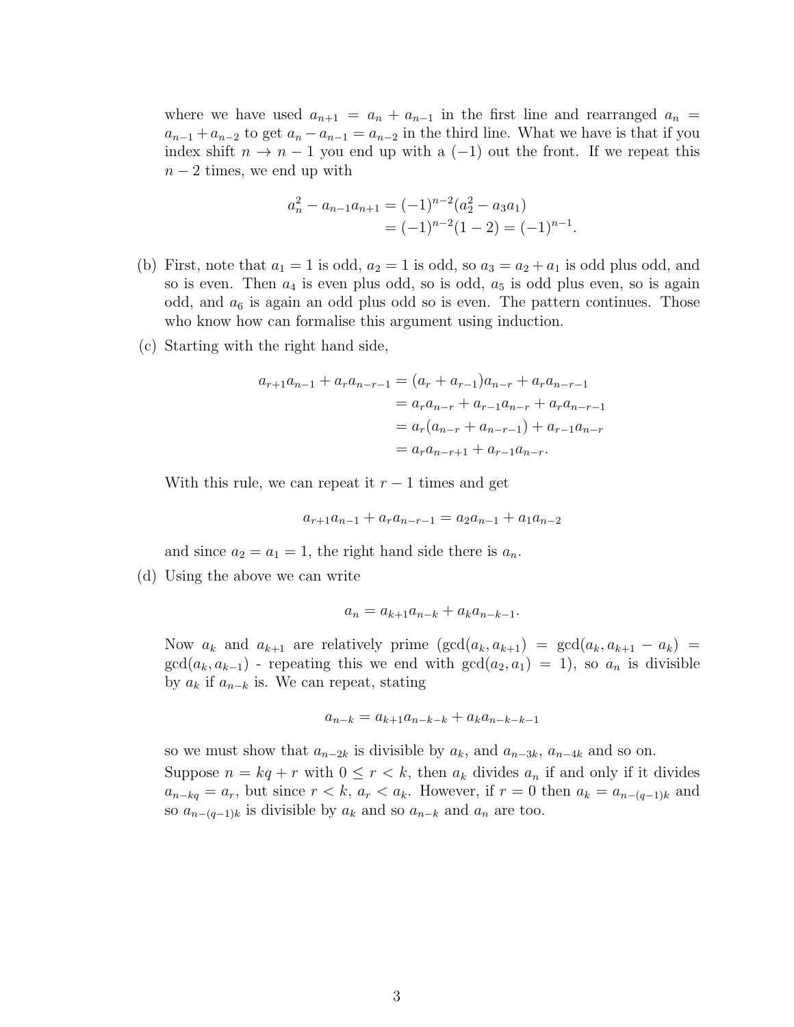where we have used $a_{n+1} = a_n + a_{n-1}$ in the first line and rearranged $a_n = a_{n-1} + a_{n-2}$ to get $a_n - a_{n-1} = a_{n-2}$ in the third line. What we have is that if you index shift $n \to n-1$ you end up with a $(-1)$ out the front. If we repeat this $n-2$ times, we end up with

$$\begin{aligned} a_n^2 - a_{n-1}a_{n+1} &= (-1)^{n-2}(a_2^2 - a_3 a_1) \\ &= (-1)^{n-2}(1-2) = (-1)^{n-1}. \end{aligned}$$

(b) First, note that $a_1 = 1$ is odd, $a_2 = 1$ is odd, so $a_3 = a_2 + a_1$ is odd plus odd, and so is even. Then $a_4$ is even plus odd, so is odd, $a_5$ is odd plus even, so is again odd, and $a_6$ is again an odd plus odd so is even. The pattern continues. Those who know how can formalise this argument using induction.

(c) Starting with the right hand side,

$$\begin{aligned} a_{r+1}a_{n-1} + a_r a_{n-r-1} &= (a_r + a_{r-1})a_{n-r} + a_r a_{n-r-1} \\ &= a_r a_{n-r} + a_{r-1}a_{n-r} + a_r a_{n-r-1} \\ &= a_r(a_{n-r} + a_{n-r-1}) + a_{r-1}a_{n-r} \\ &= a_r a_{n-r+1} + a_{r-1}a_{n-r}. \end{aligned}$$

With this rule, we can repeat it $r-1$ times and get

$$a_{r+1}a_{n-1} + a_r a_{n-r-1} = a_2 a_{n-1} + a_1 a_{n-2}$$

and since $a_2 = a_1 = 1$, the right hand side there is $a_n$.

(d) Using the above we can write

$$a_n = a_{k+1}a_{n-k} + a_k a_{n-k-1}.$$

Now $a_k$ and $a_{k+1}$ are relatively prime ($\gcd(a_k, a_{k+1}) = \gcd(a_k, a_{k+1} - a_k) = \gcd(a_k, a_{k-1})$ - repeating this we end with $\gcd(a_2, a_1) = 1$), so $a_n$ is divisible by $a_k$ if $a_{n-k}$ is. We can repeat, stating

$$a_{n-k} = a_{k+1}a_{n-k-k} + a_k a_{n-k-k-1}$$

so we must show that $a_{n-2k}$ is divisible by $a_k$, and $a_{n-3k}$, $a_{n-4k}$ and so on.

Suppose $n = kq + r$ with $0 \le r < k$, then $a_k$ divides $a_n$ if and only if it divides $a_{n-kq} = a_r$, but since $r < k$, $a_r < a_k$. However, if $r = 0$ then $a_k = a_{n-(q-1)k}$ and so $a_{n-(q-1)k}$ is divisible by $a_k$ and so $a_{n-k}$ and $a_n$ are too.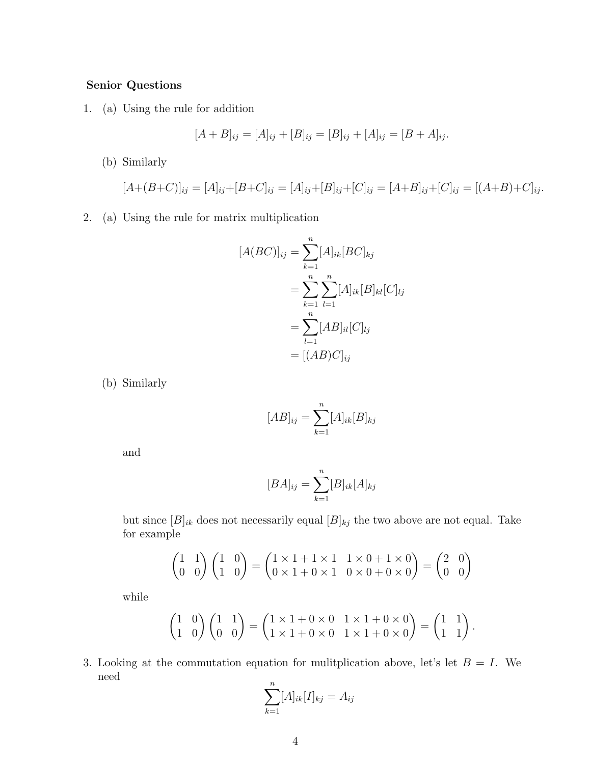**Senior Questions**

1. (a) Using the rule for addition

$$[A+B]_{ij} = [A]_{ij} + [B]_{ij} = [B]_{ij} + [A]_{ij} = [B+A]_{ij}.$$

   (b) Similarly

$$[A+(B+C)]_{ij} = [A]_{ij}+[B+C]_{ij} = [A]_{ij}+[B]_{ij}+[C]_{ij} = [A+B]_{ij}+[C]_{ij} = [(A+B)+C]_{ij}.$$

2. (a) Using the rule for matrix multiplication

$$\begin{aligned}
[A(BC)]_{ij} &= \sum_{k=1}^{n} [A]_{ik}[BC]_{kj} \\
&= \sum_{k=1}^{n}\sum_{l=1}^{n} [A]_{ik}[B]_{kl}[C]_{lj} \\
&= \sum_{l=1}^{n} [AB]_{il}[C]_{lj} \\
&= [(AB)C]_{ij}
\end{aligned}$$

   (b) Similarly

$$[AB]_{ij} = \sum_{k=1}^{n} [A]_{ik}[B]_{kj}$$

   and

$$[BA]_{ij} = \sum_{k=1}^{n} [B]_{ik}[A]_{kj}$$

   but since $[B]_{ik}$ does not necessarily equal $[B]_{kj}$ the two above are not equal. Take for example

$$\begin{pmatrix} 1 & 1 \\ 0 & 0 \end{pmatrix}\begin{pmatrix} 1 & 0 \\ 1 & 0 \end{pmatrix} = \begin{pmatrix} 1\times 1 + 1\times 1 & 1\times 0 + 1\times 0 \\ 0\times 1 + 0\times 1 & 0\times 0 + 0\times 0 \end{pmatrix} = \begin{pmatrix} 2 & 0 \\ 0 & 0 \end{pmatrix}$$

   while

$$\begin{pmatrix} 1 & 0 \\ 1 & 0 \end{pmatrix}\begin{pmatrix} 1 & 1 \\ 0 & 0 \end{pmatrix} = \begin{pmatrix} 1\times 1 + 0\times 0 & 1\times 1 + 0\times 0 \\ 1\times 1 + 0\times 0 & 1\times 1 + 0\times 0 \end{pmatrix} = \begin{pmatrix} 1 & 1 \\ 1 & 1 \end{pmatrix}.$$

3. Looking at the commutation equation for mulitplication above, let's let $B = I$. We need

$$\sum_{k=1}^{n} [A]_{ik}[I]_{kj} = A_{ij}$$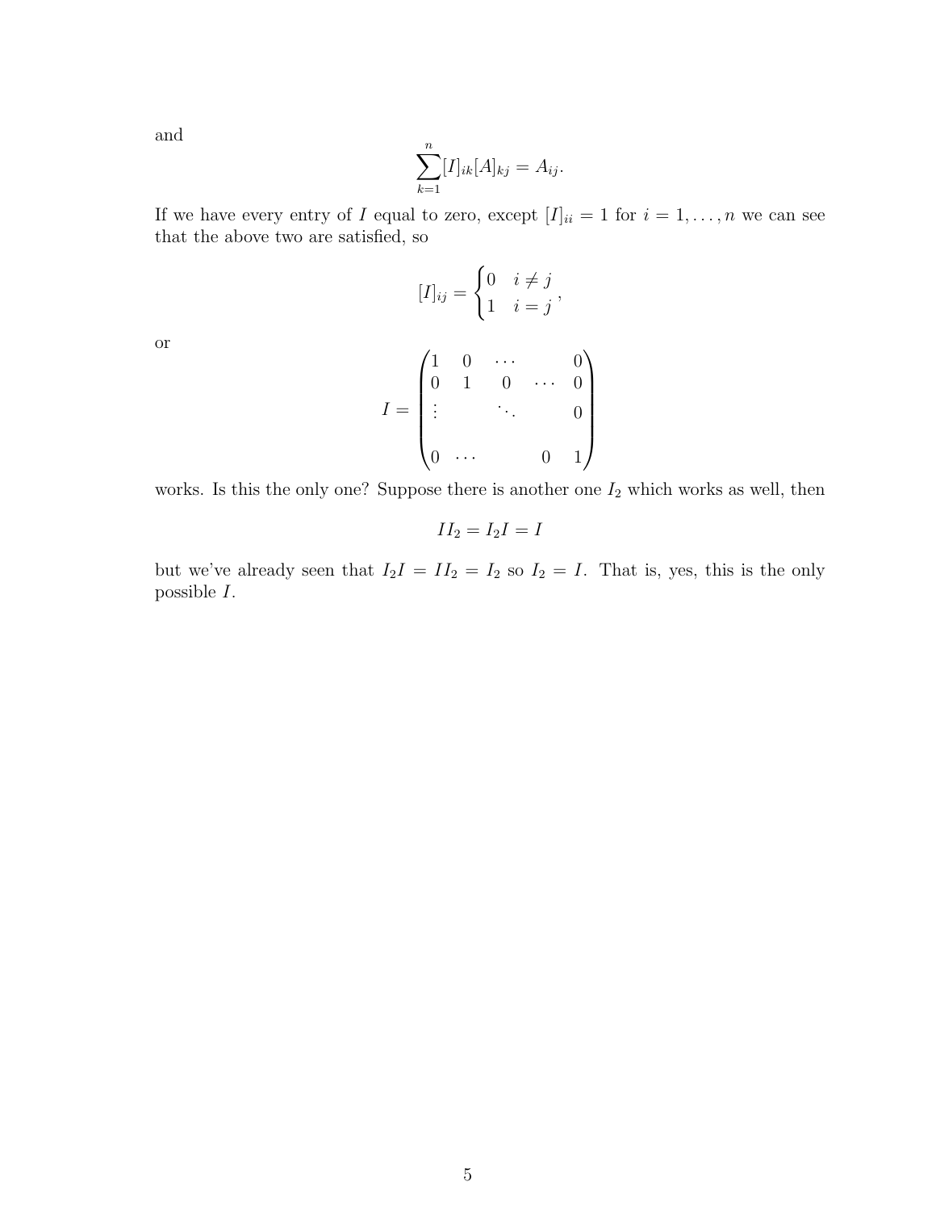and

$$\sum_{k=1}^{n} [I]_{ik}[A]_{kj} = A_{ij}.$$

If we have every entry of $I$ equal to zero, except $[I]_{ii} = 1$ for $i = 1, \ldots, n$ we can see that the above two are satisfied, so

$$[I]_{ij} = \begin{cases} 0 & i \neq j \\ 1 & i = j \end{cases},$$

or

$$I = \begin{pmatrix} 1 & 0 & \cdots & & 0 \\ 0 & 1 & 0 & \cdots & 0 \\ \vdots & & \ddots & & 0 \\ & & & & \\ 0 & \cdots & & 0 & 1 \end{pmatrix}$$

works. Is this the only one? Suppose there is another one $I_2$ which works as well, then

$$II_2 = I_2 I = I$$

but we've already seen that $I_2 I = II_2 = I_2$ so $I_2 = I$. That is, yes, this is the only possible $I$.